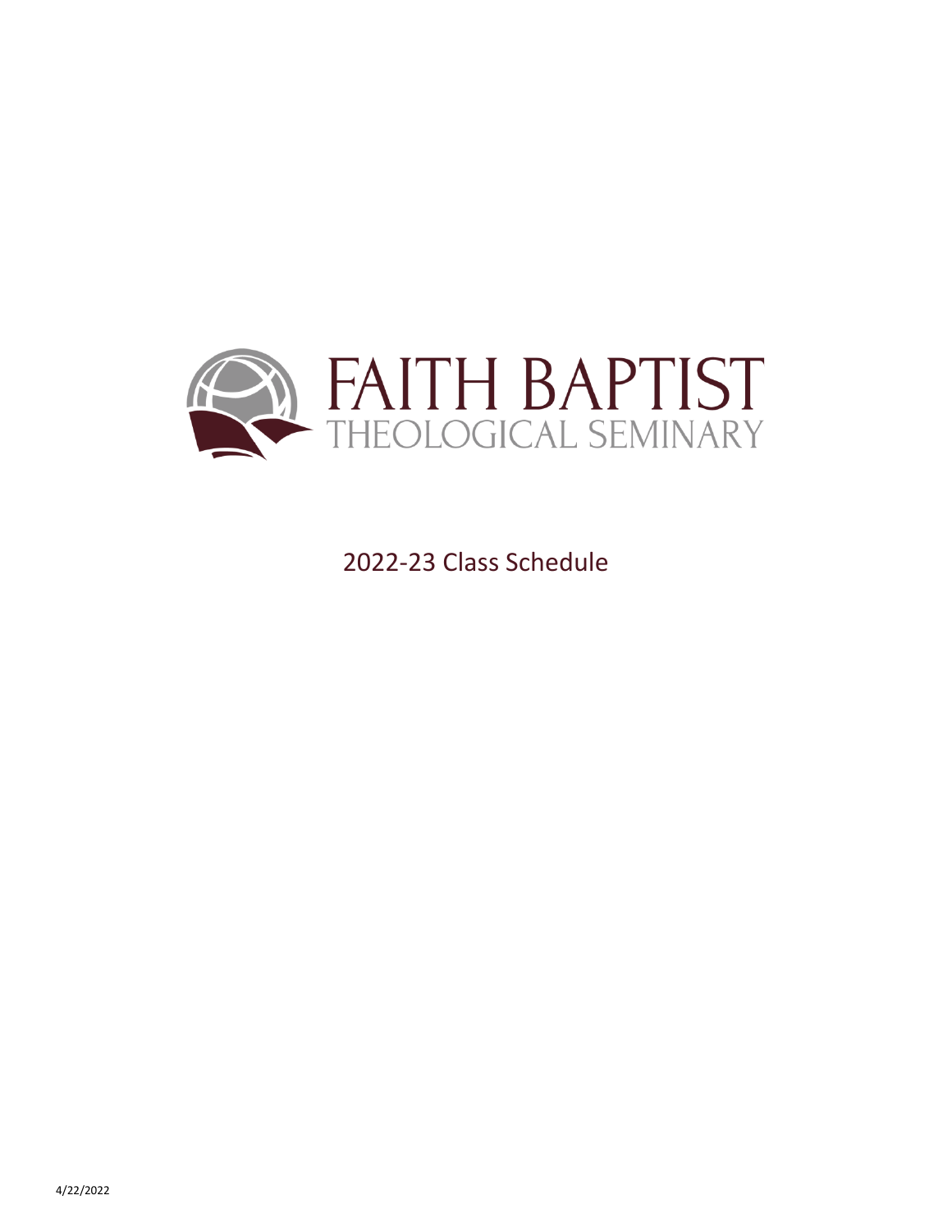# FAITH BAPTIST

## THEOLOGICAL SEMINARY

2022-23 Class Schedule

4/22/2022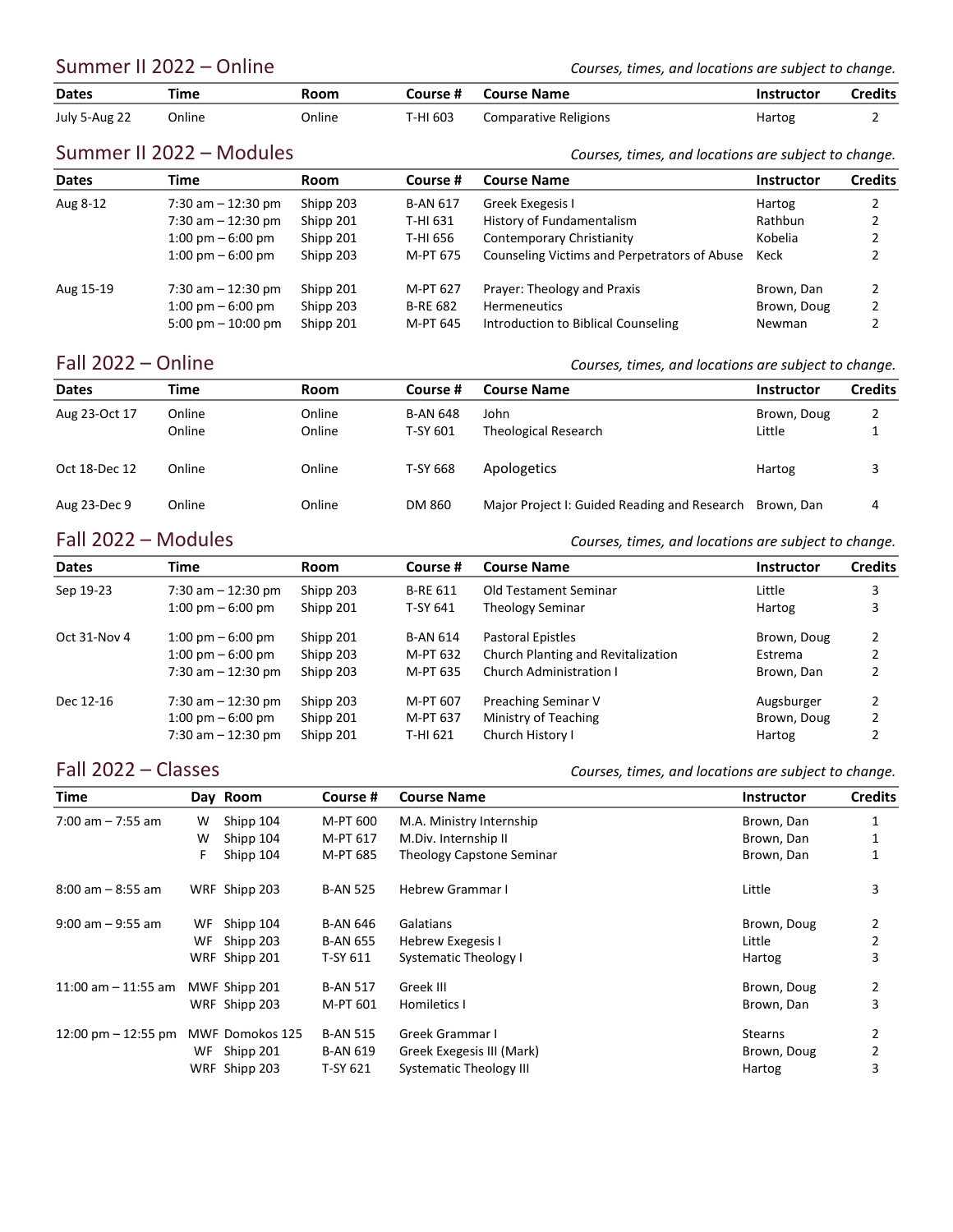## Summer II 2022 – Online

*Courses, times, and locations are subject to change.*

| Dates | Time | Room | Course # | Course Name | Instructor | Credits |
|---|---|---|---|---|---|---|
| July 5-Aug 22 | Online | Online | T-HI 603 | Comparative Religions | Hartog | 2 |

## Summer II 2022 – Modules

*Courses, times, and locations are subject to change.*

| Dates | Time | Room | Course # | Course Name | Instructor | Credits |
|---|---|---|---|---|---|---|
| Aug 8-12 | 7:30 am – 12:30 pm | Shipp 203 | B-AN 617 | Greek Exegesis I | Hartog | 2 |
| | 7:30 am – 12:30 pm | Shipp 201 | T-HI 631 | History of Fundamentalism | Rathbun | 2 |
| | 1:00 pm – 6:00 pm | Shipp 201 | T-HI 656 | Contemporary Christianity | Kobelia | 2 |
| | 1:00 pm – 6:00 pm | Shipp 203 | M-PT 675 | Counseling Victims and Perpetrators of Abuse | Keck | 2 |
| Aug 15-19 | 7:30 am – 12:30 pm | Shipp 201 | M-PT 627 | Prayer: Theology and Praxis | Brown, Dan | 2 |
| | 1:00 pm – 6:00 pm | Shipp 203 | B-RE 682 | Hermeneutics | Brown, Doug | 2 |
| | 5:00 pm – 10:00 pm | Shipp 201 | M-PT 645 | Introduction to Biblical Counseling | Newman | 2 |

## Fall 2022 – Online

*Courses, times, and locations are subject to change.*

| Dates | Time | Room | Course # | Course Name | Instructor | Credits |
|---|---|---|---|---|---|---|
| Aug 23-Oct 17 | Online | Online | B-AN 648 | John | Brown, Doug | 2 |
| | Online | Online | T-SY 601 | Theological Research | Little | 1 |
| Oct 18-Dec 12 | Online | Online | T-SY 668 | Apologetics | Hartog | 3 |
| Aug 23-Dec 9 | Online | Online | DM 860 | Major Project I: Guided Reading and Research | Brown, Dan | 4 |

## Fall 2022 – Modules

*Courses, times, and locations are subject to change.*

| Dates | Time | Room | Course # | Course Name | Instructor | Credits |
|---|---|---|---|---|---|---|
| Sep 19-23 | 7:30 am – 12:30 pm | Shipp 203 | B-RE 611 | Old Testament Seminar | Little | 3 |
| | 1:00 pm – 6:00 pm | Shipp 201 | T-SY 641 | Theology Seminar | Hartog | 3 |
| Oct 31-Nov 4 | 1:00 pm – 6:00 pm | Shipp 201 | B-AN 614 | Pastoral Epistles | Brown, Doug | 2 |
| | 1:00 pm – 6:00 pm | Shipp 203 | M-PT 632 | Church Planting and Revitalization | Estrema | 2 |
| | 7:30 am – 12:30 pm | Shipp 203 | M-PT 635 | Church Administration I | Brown, Dan | 2 |
| Dec 12-16 | 7:30 am – 12:30 pm | Shipp 203 | M-PT 607 | Preaching Seminar V | Augsburger | 2 |
| | 1:00 pm – 6:00 pm | Shipp 201 | M-PT 637 | Ministry of Teaching | Brown, Doug | 2 |
| | 7:30 am – 12:30 pm | Shipp 201 | T-HI 621 | Church History I | Hartog | 2 |

## Fall 2022 – Classes

*Courses, times, and locations are subject to change.*

| Time | Day | Room | Course # | Course Name | Instructor | Credits |
|---|---|---|---|---|---|---|
| 7:00 am – 7:55 am | W | Shipp 104 | M-PT 600 | M.A. Ministry Internship | Brown, Dan | 1 |
| | W | Shipp 104 | M-PT 617 | M.Div. Internship II | Brown, Dan | 1 |
| | F | Shipp 104 | M-PT 685 | Theology Capstone Seminar | Brown, Dan | 1 |
| 8:00 am – 8:55 am | WRF | Shipp 203 | B-AN 525 | Hebrew Grammar I | Little | 3 |
| 9:00 am – 9:55 am | WF | Shipp 104 | B-AN 646 | Galatians | Brown, Doug | 2 |
| | WF | Shipp 203 | B-AN 655 | Hebrew Exegesis I | Little | 2 |
| | WRF | Shipp 201 | T-SY 611 | Systematic Theology I | Hartog | 3 |
| 11:00 am – 11:55 am | MWF | Shipp 201 | B-AN 517 | Greek III | Brown, Doug | 2 |
| | WRF | Shipp 203 | M-PT 601 | Homiletics I | Brown, Dan | 3 |
| 12:00 pm – 12:55 pm | MWF | Domokos 125 | B-AN 515 | Greek Grammar I | Stearns | 2 |
| | WF | Shipp 201 | B-AN 619 | Greek Exegesis III (Mark) | Brown, Doug | 2 |
| | WRF | Shipp 203 | T-SY 621 | Systematic Theology III | Hartog | 3 |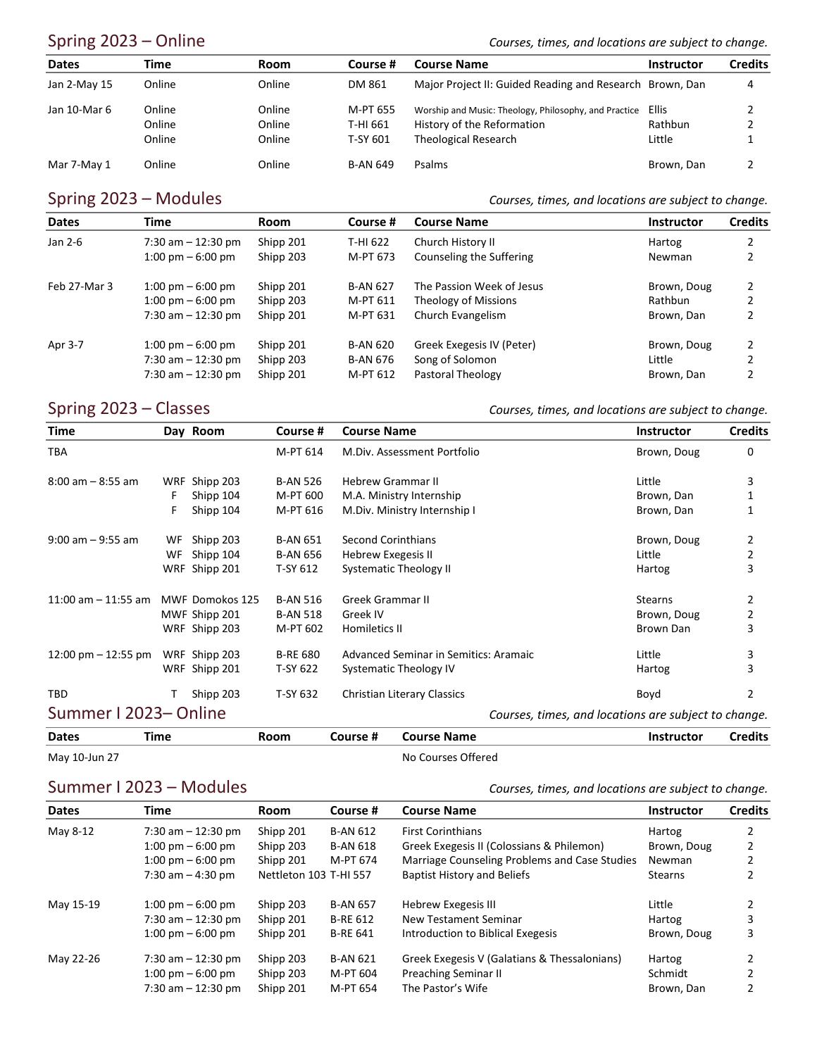## Spring 2023 – Online

*Courses, times, and locations are subject to change.*

| Dates | Time | Room | Course # | Course Name | Instructor | Credits |
|---|---|---|---|---|---|---|
| Jan 2-May 15 | Online | Online | DM 861 | Major Project II: Guided Reading and Research | Brown, Dan | 4 |
| Jan 10-Mar 6 | Online | Online | M-PT 655 | Worship and Music: Theology, Philosophy, and Practice | Ellis | 2 |
| | Online | Online | T-HI 661 | History of the Reformation | Rathbun | 2 |
| | Online | Online | T-SY 601 | Theological Research | Little | 1 |
| Mar 7-May 1 | Online | Online | B-AN 649 | Psalms | Brown, Dan | 2 |

## Spring 2023 – Modules

*Courses, times, and locations are subject to change.*

| Dates | Time | Room | Course # | Course Name | Instructor | Credits |
|---|---|---|---|---|---|---|
| Jan 2-6 | 7:30 am – 12:30 pm | Shipp 201 | T-HI 622 | Church History II | Hartog | 2 |
| | 1:00 pm – 6:00 pm | Shipp 203 | M-PT 673 | Counseling the Suffering | Newman | 2 |
| Feb 27-Mar 3 | 1:00 pm – 6:00 pm | Shipp 201 | B-AN 627 | The Passion Week of Jesus | Brown, Doug | 2 |
| | 1:00 pm – 6:00 pm | Shipp 203 | M-PT 611 | Theology of Missions | Rathbun | 2 |
| | 7:30 am – 12:30 pm | Shipp 201 | M-PT 631 | Church Evangelism | Brown, Dan | 2 |
| Apr 3-7 | 1:00 pm – 6:00 pm | Shipp 201 | B-AN 620 | Greek Exegesis IV (Peter) | Brown, Doug | 2 |
| | 7:30 am – 12:30 pm | Shipp 203 | B-AN 676 | Song of Solomon | Little | 2 |
| | 7:30 am – 12:30 pm | Shipp 201 | M-PT 612 | Pastoral Theology | Brown, Dan | 2 |

## Spring 2023 – Classes

*Courses, times, and locations are subject to change.*

| Time | Day | Room | Course # | Course Name | Instructor | Credits |
|---|---|---|---|---|---|---|
| TBA | | | M-PT 614 | M.Div. Assessment Portfolio | Brown, Doug | 0 |
| 8:00 am – 8:55 am | WRF | Shipp 203 | B-AN 526 | Hebrew Grammar II | Little | 3 |
| | F | Shipp 104 | M-PT 600 | M.A. Ministry Internship | Brown, Dan | 1 |
| | F | Shipp 104 | M-PT 616 | M.Div. Ministry Internship I | Brown, Dan | 1 |
| 9:00 am – 9:55 am | WF | Shipp 203 | B-AN 651 | Second Corinthians | Brown, Doug | 2 |
| | WF | Shipp 104 | B-AN 656 | Hebrew Exegesis II | Little | 2 |
| | WRF | Shipp 201 | T-SY 612 | Systematic Theology II | Hartog | 3 |
| 11:00 am – 11:55 am | MWF | Domokos 125 | B-AN 516 | Greek Grammar II | Stearns | 2 |
| | MWF | Shipp 201 | B-AN 518 | Greek IV | Brown, Doug | 2 |
| | WRF | Shipp 203 | M-PT 602 | Homiletics II | Brown Dan | 3 |
| 12:00 pm – 12:55 pm | WRF | Shipp 203 | B-RE 680 | Advanced Seminar in Semitics: Aramaic | Little | 3 |
| | WRF | Shipp 201 | T-SY 622 | Systematic Theology IV | Hartog | 3 |
| TBD | T | Shipp 203 | T-SY 632 | Christian Literary Classics | Boyd | 2 |

## Summer I 2023– Online

*Courses, times, and locations are subject to change.*

| Dates | Time | Room | Course # | Course Name | Instructor | Credits |
|---|---|---|---|---|---|---|
| May 10-Jun 27 | | | | No Courses Offered | | |

## Summer I 2023 – Modules

*Courses, times, and locations are subject to change.*

| Dates | Time | Room | Course # | Course Name | Instructor | Credits |
|---|---|---|---|---|---|---|
| May 8-12 | 7:30 am – 12:30 pm | Shipp 201 | B-AN 612 | First Corinthians | Hartog | 2 |
| | 1:00 pm – 6:00 pm | Shipp 203 | B-AN 618 | Greek Exegesis II (Colossians & Philemon) | Brown, Doug | 2 |
| | 1:00 pm – 6:00 pm | Shipp 201 | M-PT 674 | Marriage Counseling Problems and Case Studies | Newman | 2 |
| | 7:30 am – 4:30 pm | Nettleton 103 | T-HI 557 | Baptist History and Beliefs | Stearns | 2 |
| May 15-19 | 1:00 pm – 6:00 pm | Shipp 203 | B-AN 657 | Hebrew Exegesis III | Little | 2 |
| | 7:30 am – 12:30 pm | Shipp 201 | B-RE 612 | New Testament Seminar | Hartog | 3 |
| | 1:00 pm – 6:00 pm | Shipp 201 | B-RE 641 | Introduction to Biblical Exegesis | Brown, Doug | 3 |
| May 22-26 | 7:30 am – 12:30 pm | Shipp 203 | B-AN 621 | Greek Exegesis V (Galatians & Thessalonians) | Hartog | 2 |
| | 1:00 pm – 6:00 pm | Shipp 203 | M-PT 604 | Preaching Seminar II | Schmidt | 2 |
| | 7:30 am – 12:30 pm | Shipp 201 | M-PT 654 | The Pastor's Wife | Brown, Dan | 2 |